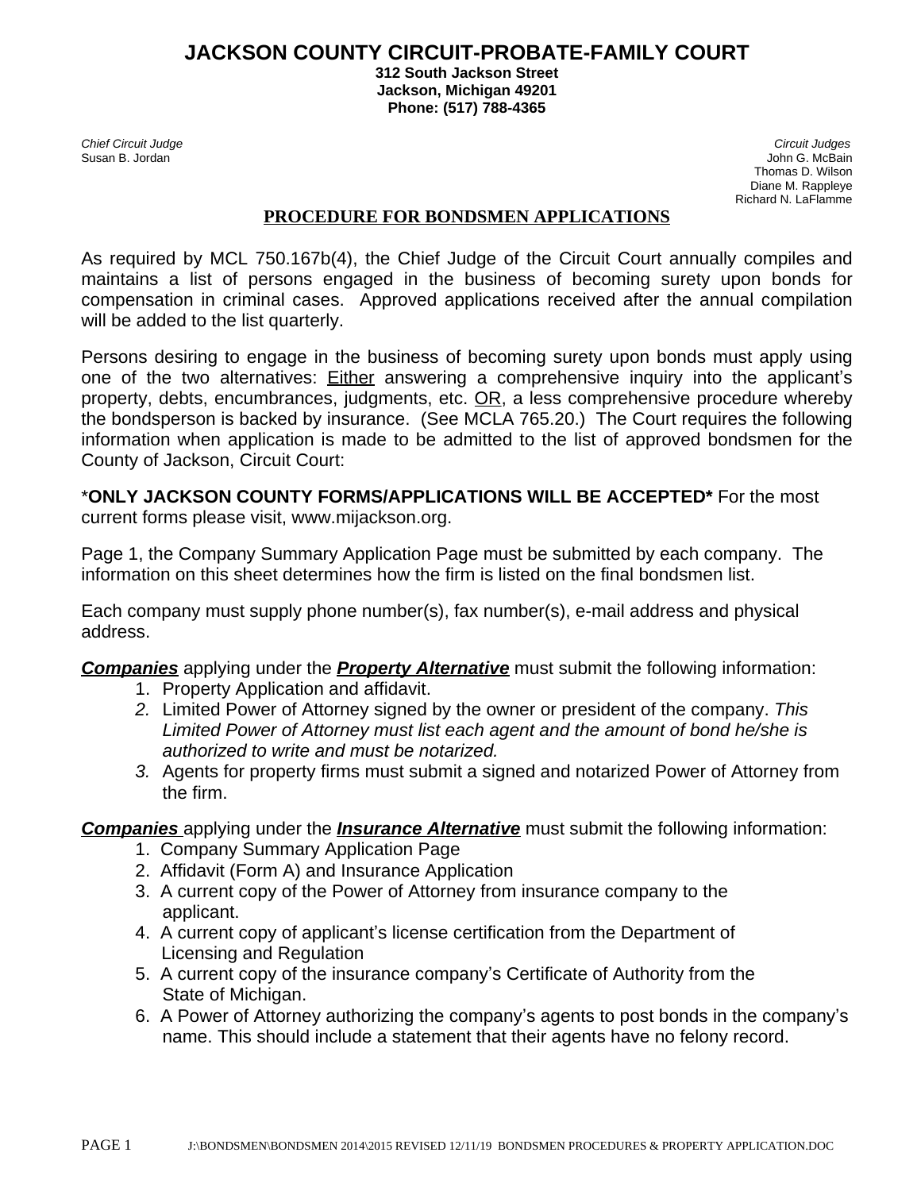# JACKSON COUNTY CIRCUIT-PROBATE-FAMILY COURT

**312 South Jackson Street**
**Jackson, Michigan 49201**
**Phone: (517) 788-4365**

*Chief Circuit Judge*
Susan B. Jordan

*Circuit Judges*
John G. McBain
Thomas D. Wilson
Diane M. Rappleye
Richard N. LaFlamme

## PROCEDURE FOR BONDSMEN APPLICATIONS

As required by MCL 750.167b(4), the Chief Judge of the Circuit Court annually compiles and maintains a list of persons engaged in the business of becoming surety upon bonds for compensation in criminal cases. Approved applications received after the annual compilation will be added to the list quarterly.

Persons desiring to engage in the business of becoming surety upon bonds must apply using one of the two alternatives: Either answering a comprehensive inquiry into the applicant's property, debts, encumbrances, judgments, etc. OR, a less comprehensive procedure whereby the bondsperson is backed by insurance. (See MCLA 765.20.) The Court requires the following information when application is made to be admitted to the list of approved bondsmen for the County of Jackson, Circuit Court:

***ONLY JACKSON COUNTY FORMS/APPLICATIONS WILL BE ACCEPTED*** For the most current forms please visit, www.mijackson.org.

Page 1, the Company Summary Application Page must be submitted by each company. The information on this sheet determines how the firm is listed on the final bondsmen list.

Each company must supply phone number(s), fax number(s), e-mail address and physical address.

***Companies*** applying under the ***Property Alternative*** must submit the following information:

1. Property Application and affidavit.
2. Limited Power of Attorney signed by the owner or president of the company. *This Limited Power of Attorney must list each agent and the amount of bond he/she is authorized to write and must be notarized.*
3. Agents for property firms must submit a signed and notarized Power of Attorney from the firm.

***Companies*** applying under the ***Insurance Alternative*** must submit the following information:

1. Company Summary Application Page
2. Affidavit (Form A) and Insurance Application
3. A current copy of the Power of Attorney from insurance company to the applicant.
4. A current copy of applicant's license certification from the Department of Licensing and Regulation
5. A current copy of the insurance company's Certificate of Authority from the State of Michigan.
6. A Power of Attorney authorizing the company's agents to post bonds in the company's name. This should include a statement that their agents have no felony record.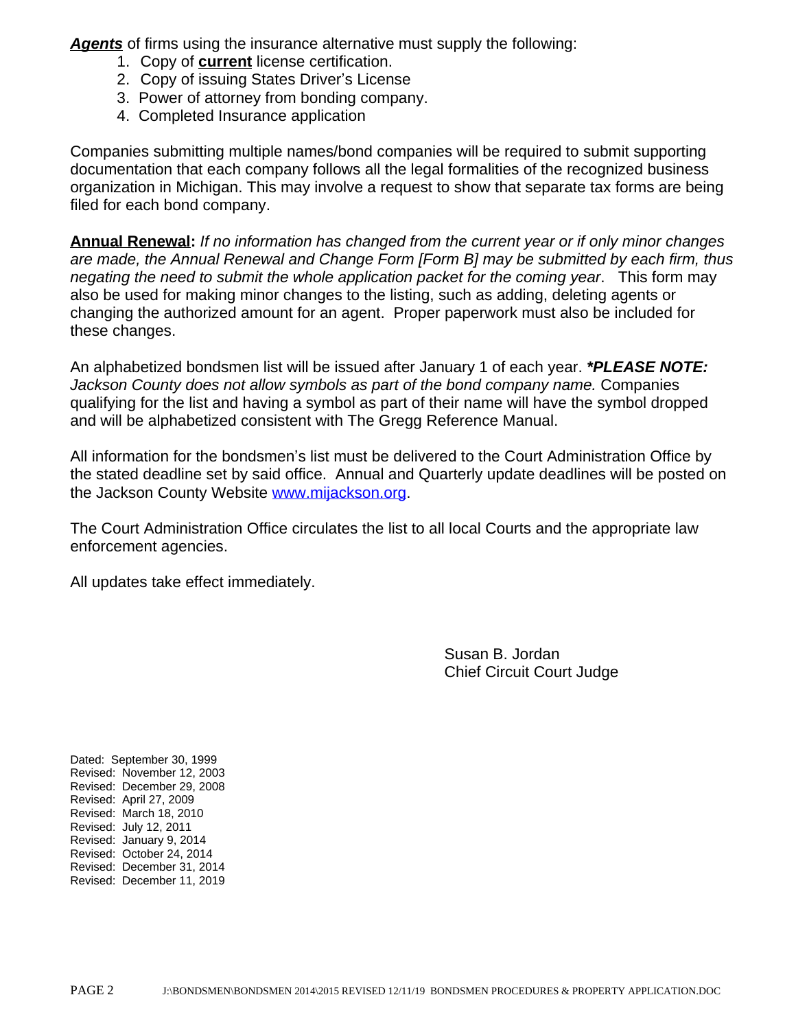***Agents*** of firms using the insurance alternative must supply the following:

1. Copy of **current** license certification.
2. Copy of issuing States Driver's License
3. Power of attorney from bonding company.
4. Completed Insurance application

Companies submitting multiple names/bond companies will be required to submit supporting documentation that each company follows all the legal formalities of the recognized business organization in Michigan. This may involve a request to show that separate tax forms are being filed for each bond company.

**Annual Renewal:** *If no information has changed from the current year or if only minor changes are made, the Annual Renewal and Change Form [Form B] may be submitted by each firm, thus negating the need to submit the whole application packet for the coming year*. This form may also be used for making minor changes to the listing, such as adding, deleting agents or changing the authorized amount for an agent. Proper paperwork must also be included for these changes.

An alphabetized bondsmen list will be issued after January 1 of each year. ***\*PLEASE NOTE:*** *Jackson County does not allow symbols as part of the bond company name.* Companies qualifying for the list and having a symbol as part of their name will have the symbol dropped and will be alphabetized consistent with The Gregg Reference Manual.

All information for the bondsmen's list must be delivered to the Court Administration Office by the stated deadline set by said office. Annual and Quarterly update deadlines will be posted on the Jackson County Website [www.mijackson.org](http://www.mijackson.org).

The Court Administration Office circulates the list to all local Courts and the appropriate law enforcement agencies.

All updates take effect immediately.

Susan B. Jordan
Chief Circuit Court Judge

Dated: September 30, 1999
Revised: November 12, 2003
Revised: December 29, 2008
Revised: April 27, 2009
Revised: March 18, 2010
Revised: July 12, 2011
Revised: January 9, 2014
Revised: October 24, 2014
Revised: December 31, 2014
Revised: December 11, 2019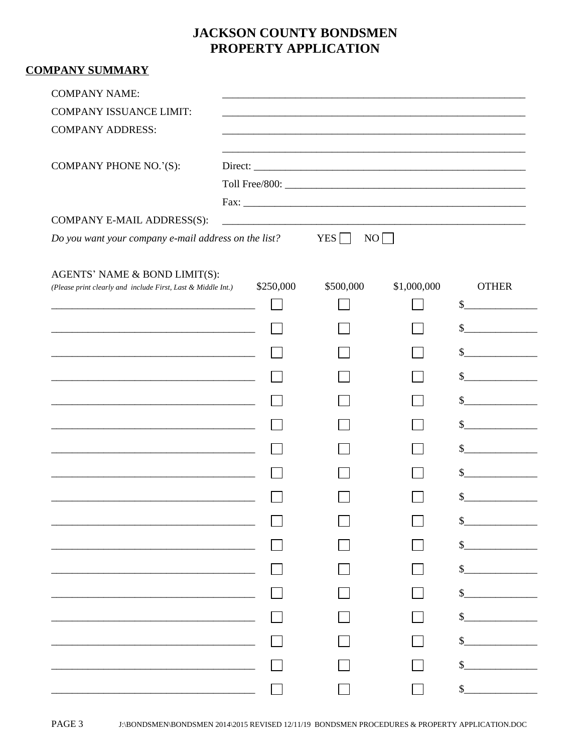# JACKSON COUNTY BONDSMEN
# PROPERTY APPLICATION

## COMPANY SUMMARY

COMPANY NAME: ____________________________________________

COMPANY ISSUANCE LIMIT: ____________________________________________

COMPANY ADDRESS: ____________________________________________

____________________________________________

COMPANY PHONE NO.'(S): Direct: ____________________________________________

Toll Free/800: ____________________________________________

Fax: ____________________________________________

COMPANY E-MAIL ADDRESS(S): ____________________________________________

*Do you want your company e-mail address on the list?* YES ☐ NO ☐

| AGENTS' NAME & BOND LIMIT(S): *(Please print clearly and include First, Last & Middle Int.)* | $250,000 | $500,000 | $1,000,000 | OTHER |
|---|---|---|---|---|
| ______________________________ | ☐ | ☐ | ☐ | $__________ |
| ______________________________ | ☐ | ☐ | ☐ | $__________ |
| ______________________________ | ☐ | ☐ | ☐ | $__________ |
| ______________________________ | ☐ | ☐ | ☐ | $__________ |
| ______________________________ | ☐ | ☐ | ☐ | $__________ |
| ______________________________ | ☐ | ☐ | ☐ | $__________ |
| ______________________________ | ☐ | ☐ | ☐ | $__________ |
| ______________________________ | ☐ | ☐ | ☐ | $__________ |
| ______________________________ | ☐ | ☐ | ☐ | $__________ |
| ______________________________ | ☐ | ☐ | ☐ | $__________ |
| ______________________________ | ☐ | ☐ | ☐ | $__________ |
| ______________________________ | ☐ | ☐ | ☐ | $__________ |
| ______________________________ | ☐ | ☐ | ☐ | $__________ |
| ______________________________ | ☐ | ☐ | ☐ | $__________ |
| ______________________________ | ☐ | ☐ | ☐ | $__________ |
| ______________________________ | ☐ | ☐ | ☐ | $__________ |
| ______________________________ | ☐ | ☐ | ☐ | $__________ |

J:\BONDSMEN\BONDSMEN 2014\2015 REVISED 12/11/19 BONDSMEN PROCEDURES & PROPERTY APPLICATION.DOC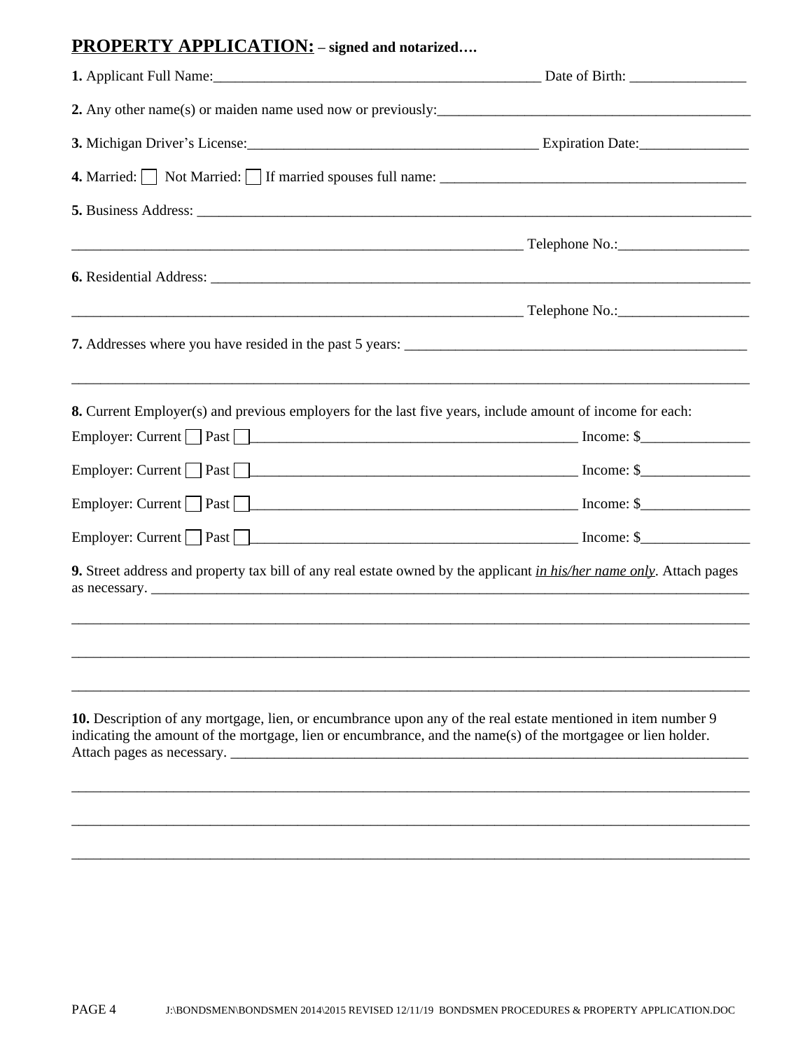## PROPERTY APPLICATION: – signed and notarized….

**1.** Applicant Full Name:_____________________________________________ Date of Birth: ________________

**2.** Any other name(s) or maiden name used now or previously:__________________________________________

**3.** Michigan Driver's License:________________________________________ Expiration Date:_______________

**4.** Married: ☐ Not Married: ☐ If married spouses full name: _________________________________________

**5.** Business Address: _______________________________________________________________________________

_______________________________________________________________ Telephone No.:__________________

**6.** Residential Address: _____________________________________________________________________________

_______________________________________________________________ Telephone No.:__________________

**7.** Addresses where you have resided in the past 5 years: _______________________________________________

_____________________________________________________________________________________________

**8.** Current Employer(s) and previous employers for the last five years, include amount of income for each:

Employer: Current ☐ Past ☐ ______________________________________________ Income: $_______________

Employer: Current ☐ Past ☐ ______________________________________________ Income: $_______________

Employer: Current ☐ Past ☐ ______________________________________________ Income: $_______________

Employer: Current ☐ Past ☐ ______________________________________________ Income: $_______________

**9.** Street address and property tax bill of any real estate owned by the applicant *in his/her name only*. Attach pages as necessary. ____________________________________________________________________________________

_____________________________________________________________________________________________

_____________________________________________________________________________________________

_____________________________________________________________________________________________

**10.** Description of any mortgage, lien, or encumbrance upon any of the real estate mentioned in item number 9 indicating the amount of the mortgage, lien or encumbrance, and the name(s) of the mortgagee or lien holder. Attach pages as necessary. ___________________________________________________________________________

_____________________________________________________________________________________________

_____________________________________________________________________________________________

_____________________________________________________________________________________________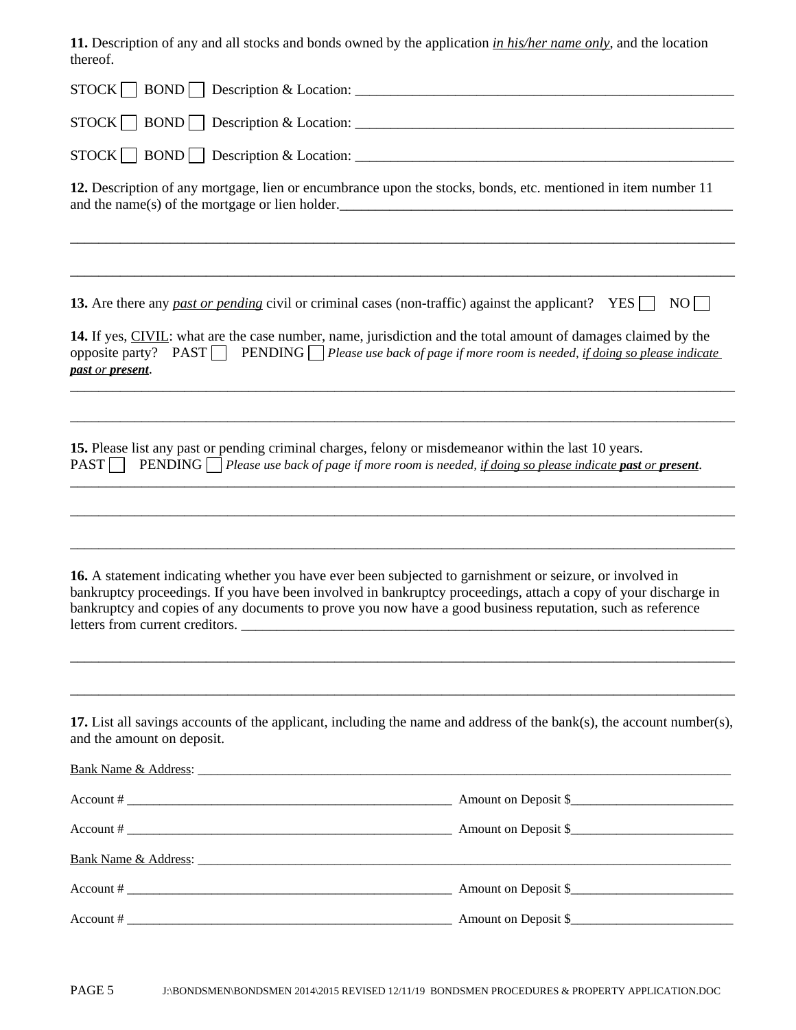**11.** Description of any and all stocks and bonds owned by the application *in his/her name only*, and the location thereof.

STOCK ☐ BOND ☐ Description & Location: ______________________________________________________

STOCK ☐ BOND ☐ Description & Location: ______________________________________________________

STOCK ☐ BOND ☐ Description & Location: ______________________________________________________

**12.** Description of any mortgage, lien or encumbrance upon the stocks, bonds, etc. mentioned in item number 11 and the name(s) of the mortgage or lien holder.____________________________________________________________

_____________________________________________________________________________________________

_____________________________________________________________________________________________

**13.** Are there any *past or pending* civil or criminal cases (non-traffic) against the applicant? YES ☐ NO ☐

**14.** If yes, CIVIL: what are the case number, name, jurisdiction and the total amount of damages claimed by the opposite party? PAST ☐ PENDING ☐ *Please use back of page if more room is needed, if doing so please indicate* ***past*** *or* ***present***.

_____________________________________________________________________________________________

_____________________________________________________________________________________________

**15.** Please list any past or pending criminal charges, felony or misdemeanor within the last 10 years.
PAST ☐ PENDING ☐ *Please use back of page if more room is needed, if doing so please indicate* ***past*** *or* ***present***.

_____________________________________________________________________________________________

_____________________________________________________________________________________________

_____________________________________________________________________________________________

**16.** A statement indicating whether you have ever been subjected to garnishment or seizure, or involved in bankruptcy proceedings. If you have been involved in bankruptcy proceedings, attach a copy of your discharge in bankruptcy and copies of any documents to prove you now have a good business reputation, such as reference letters from current creditors. __________________________________________________________________

_____________________________________________________________________________________________

_____________________________________________________________________________________________

**17.** List all savings accounts of the applicant, including the name and address of the bank(s), the account number(s), and the amount on deposit.

Bank Name & Address: ___________________________________________________________________________

Account # ___________________________________________ Amount on Deposit $________________________

Account # ___________________________________________ Amount on Deposit $________________________

Bank Name & Address: ___________________________________________________________________________

Account # ___________________________________________ Amount on Deposit $________________________

Account # ___________________________________________ Amount on Deposit $________________________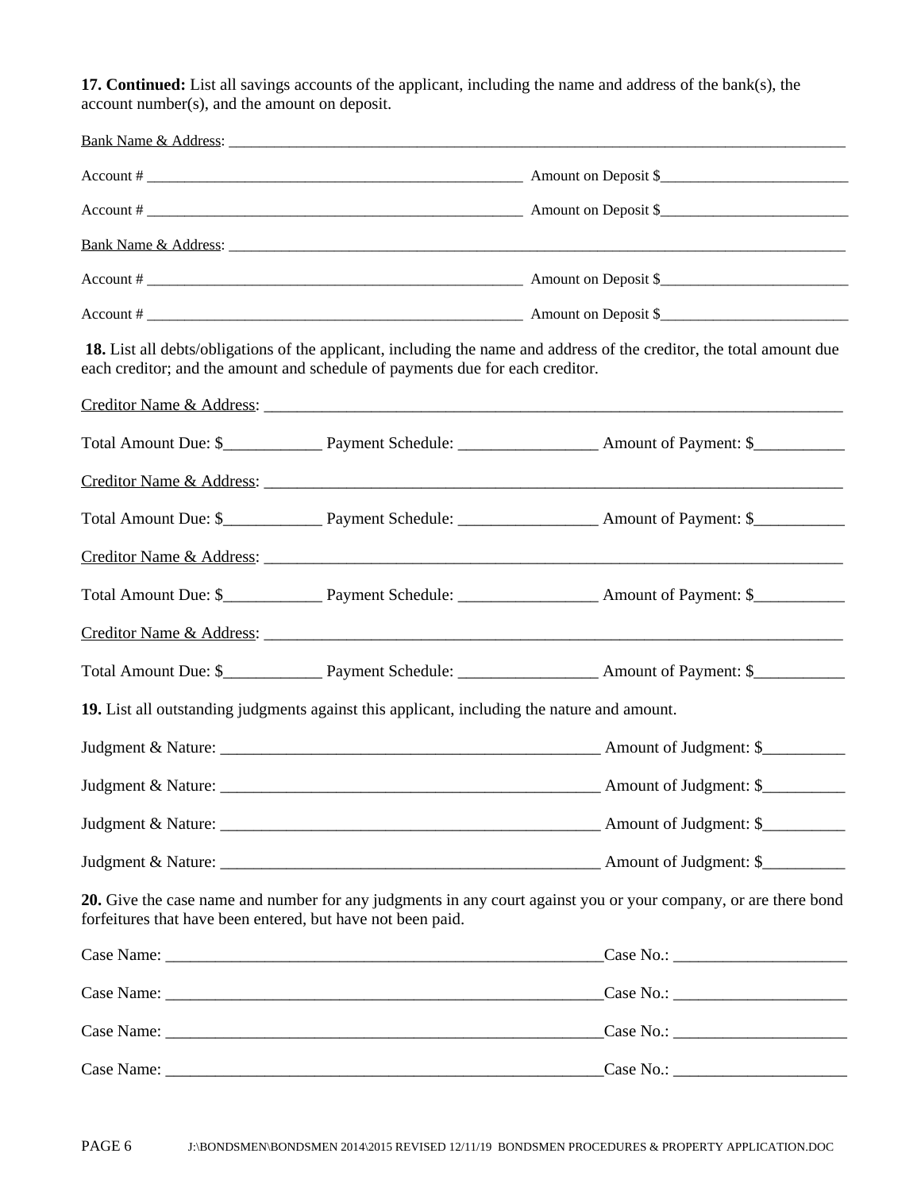**17. Continued:** List all savings accounts of the applicant, including the name and address of the bank(s), the account number(s), and the amount on deposit.

Bank Name & Address: ______________________________________________________________________________

Account # ____________________________________________ Amount on Deposit $________________________

Account # ____________________________________________ Amount on Deposit $________________________

Bank Name & Address: ______________________________________________________________________________

Account # ____________________________________________ Amount on Deposit $________________________

Account # ____________________________________________ Amount on Deposit $________________________

**18.** List all debts/obligations of the applicant, including the name and address of the creditor, the total amount due each creditor; and the amount and schedule of payments due for each creditor.

Creditor Name & Address: ___________________________________________________________________

Total Amount Due: $____________ Payment Schedule: _________________ Amount of Payment: $___________

Creditor Name & Address: ___________________________________________________________________

Total Amount Due: $____________ Payment Schedule: _________________ Amount of Payment: $___________

Creditor Name & Address: ___________________________________________________________________

Total Amount Due: $____________ Payment Schedule: _________________ Amount of Payment: $___________

Creditor Name & Address: ___________________________________________________________________

Total Amount Due: $____________ Payment Schedule: _________________ Amount of Payment: $___________

**19.** List all outstanding judgments against this applicant, including the nature and amount.

Judgment & Nature: ________________________________________________ Amount of Judgment: $__________

Judgment & Nature: ________________________________________________ Amount of Judgment: $__________

Judgment & Nature: ________________________________________________ Amount of Judgment: $__________

Judgment & Nature: ________________________________________________ Amount of Judgment: $__________

**20.** Give the case name and number for any judgments in any court against you or your company, or are there bond forfeitures that have been entered, but have not been paid.

Case Name: ________________________________________________________Case No.: _____________________

Case Name: ________________________________________________________Case No.: _____________________

Case Name: ________________________________________________________Case No.: _____________________

Case Name: ________________________________________________________Case No.: _____________________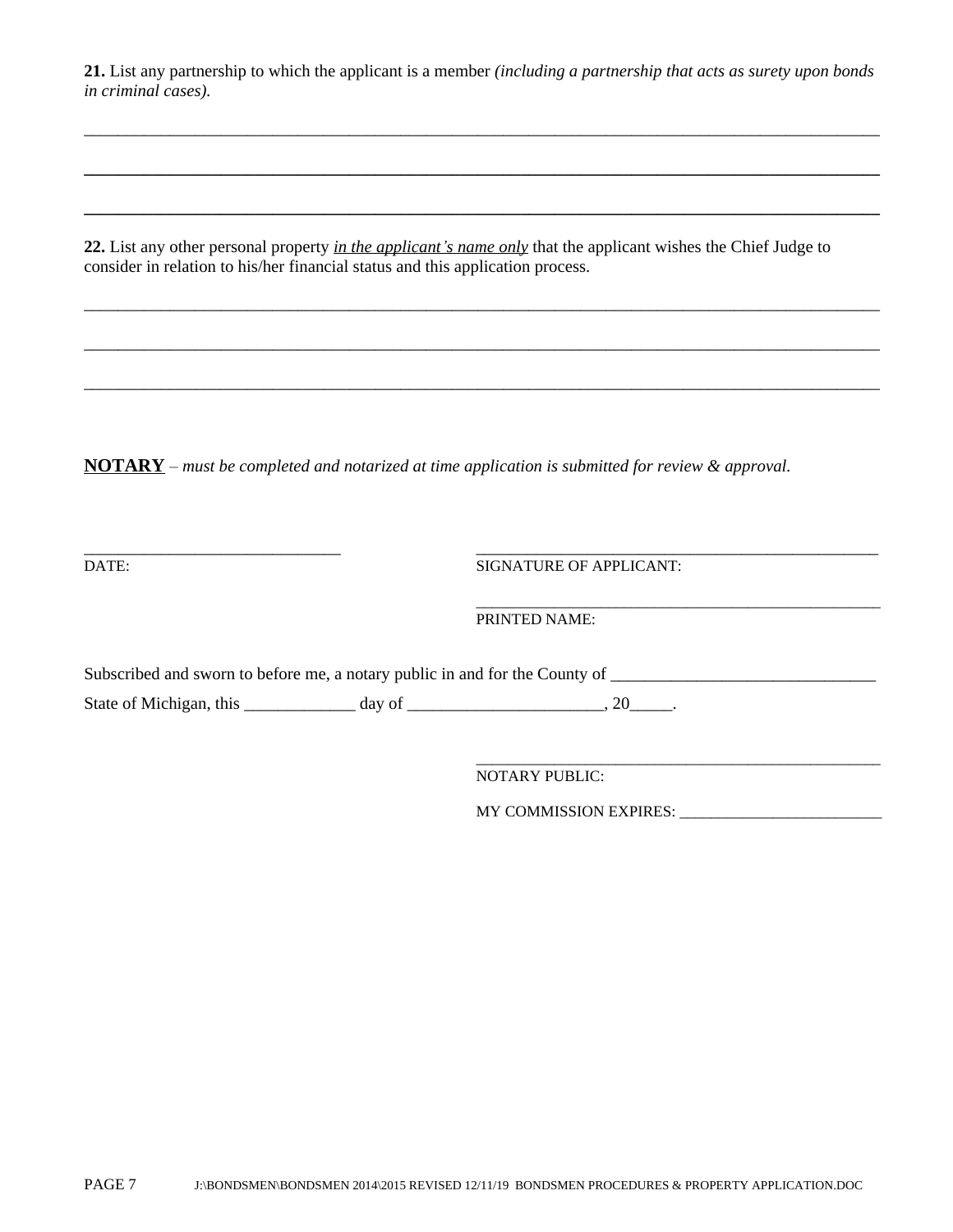**21.** List any partnership to which the applicant is a member *(including a partnership that acts as surety upon bonds in criminal cases).*

______________________________________________________________________________________________

______________________________________________________________________________________________

______________________________________________________________________________________________

**22.** List any other personal property *in the applicant's name only* that the applicant wishes the Chief Judge to consider in relation to his/her financial status and this application process.

______________________________________________________________________________________________

______________________________________________________________________________________________

______________________________________________________________________________________________

**NOTARY** – *must be completed and notarized at time application is submitted for review & approval.*

_______________________________ DATE:

_______________________________ SIGNATURE OF APPLICANT:

_______________________________ PRINTED NAME:

Subscribed and sworn to before me, a notary public in and for the County of _______________________________

State of Michigan, this _____________ day of _______________________, 20_____.

_______________________________ NOTARY PUBLIC:

MY COMMISSION EXPIRES: _________________________

J:\BONDSMEN\BONDSMEN 2014\2015 REVISED 12/11/19 BONDSMEN PROCEDURES & PROPERTY APPLICATION.DOC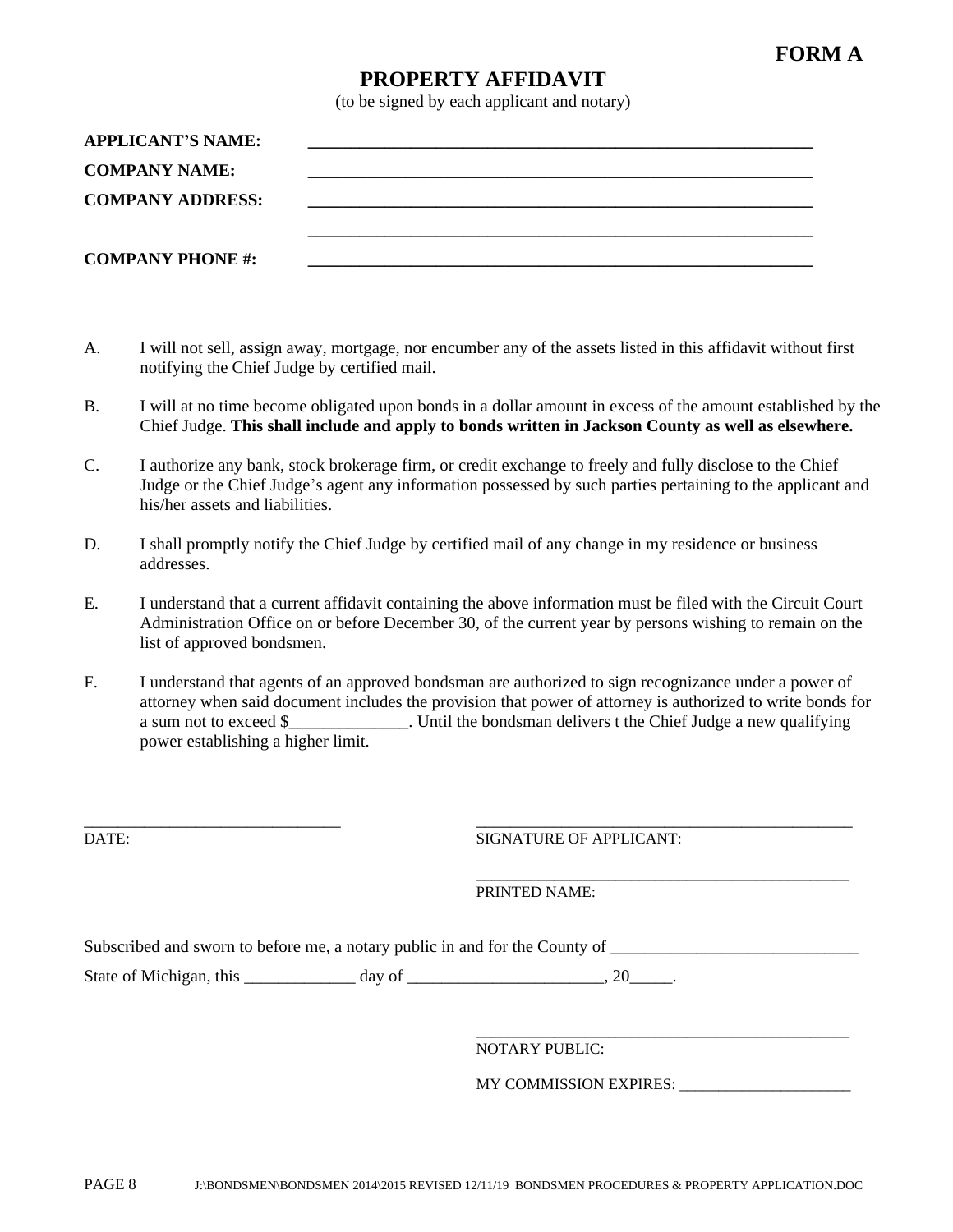**FORM A**

# PROPERTY AFFIDAVIT

(to be signed by each applicant and notary)

**APPLICANT'S NAME:** ____________________________________________

**COMPANY NAME:** ____________________________________________

**COMPANY ADDRESS:** ____________________________________________

____________________________________________

**COMPANY PHONE #:** ____________________________________________

A. I will not sell, assign away, mortgage, nor encumber any of the assets listed in this affidavit without first notifying the Chief Judge by certified mail.

B. I will at no time become obligated upon bonds in a dollar amount in excess of the amount established by the Chief Judge. **This shall include and apply to bonds written in Jackson County as well as elsewhere.**

C. I authorize any bank, stock brokerage firm, or credit exchange to freely and fully disclose to the Chief Judge or the Chief Judge's agent any information possessed by such parties pertaining to the applicant and his/her assets and liabilities.

D. I shall promptly notify the Chief Judge by certified mail of any change in my residence or business addresses.

E. I understand that a current affidavit containing the above information must be filed with the Circuit Court Administration Office on or before December 30, of the current year by persons wishing to remain on the list of approved bondsmen.

F. I understand that agents of an approved bondsman are authorized to sign recognizance under a power of attorney when said document includes the provision that power of attorney is authorized to write bonds for a sum not to exceed $______________. Until the bondsman delivers t the Chief Judge a new qualifying power establishing a higher limit.

______________________________
DATE:

______________________________
SIGNATURE OF APPLICANT:

______________________________
PRINTED NAME:

Subscribed and sworn to before me, a notary public in and for the County of ______________________________

State of Michigan, this _____________ day of _______________________, 20_____.

______________________________
NOTARY PUBLIC:

MY COMMISSION EXPIRES: _____________________

J:\BONDSMEN\BONDSMEN 2014\2015 REVISED 12/11/19 BONDSMEN PROCEDURES & PROPERTY APPLICATION.DOC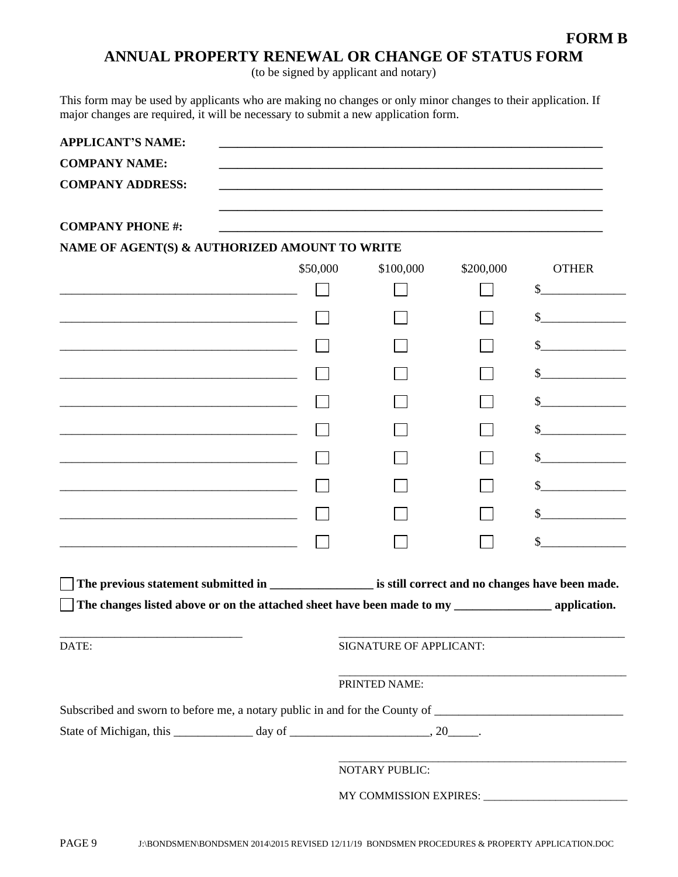**FORM B**

# ANNUAL PROPERTY RENEWAL OR CHANGE OF STATUS FORM

(to be signed by applicant and notary)

This form may be used by applicants who are making no changes or only minor changes to their application. If major changes are required, it will be necessary to submit a new application form.

**APPLICANT'S NAME:** ______________________________________________

**COMPANY NAME:** ______________________________________________

**COMPANY ADDRESS:** ______________________________________________

______________________________________________

**COMPANY PHONE #:** ______________________________________________

**NAME OF AGENT(S) & AUTHORIZED AMOUNT TO WRITE**

| | $50,000 | $100,000 | $200,000 | OTHER |
|---|---|---|---|---|
| ______________________________ | ☐ | ☐ | ☐ | $__________ |
| ______________________________ | ☐ | ☐ | ☐ | $__________ |
| ______________________________ | ☐ | ☐ | ☐ | $__________ |
| ______________________________ | ☐ | ☐ | ☐ | $__________ |
| ______________________________ | ☐ | ☐ | ☐ | $__________ |
| ______________________________ | ☐ | ☐ | ☐ | $__________ |
| ______________________________ | ☐ | ☐ | ☐ | $__________ |
| ______________________________ | ☐ | ☐ | ☐ | $__________ |
| ______________________________ | ☐ | ☐ | ☐ | $__________ |
| ______________________________ | ☐ | ☐ | ☐ | $__________ |

☐ **The previous statement submitted in ____________ is still correct and no changes have been made.**

☐ **The changes listed above or on the attached sheet have been made to my ____________ application.**

______________________ DATE:

______________________ SIGNATURE OF APPLICANT:

______________________ PRINTED NAME:

Subscribed and sworn to before me, a notary public in and for the County of ______________________

State of Michigan, this __________ day of ________________, 20_____.

______________________ NOTARY PUBLIC:

MY COMMISSION EXPIRES: ______________________

J:\BONDSMEN\BONDSMEN 2014\2015 REVISED 12/11/19 BONDSMEN PROCEDURES & PROPERTY APPLICATION.DOC